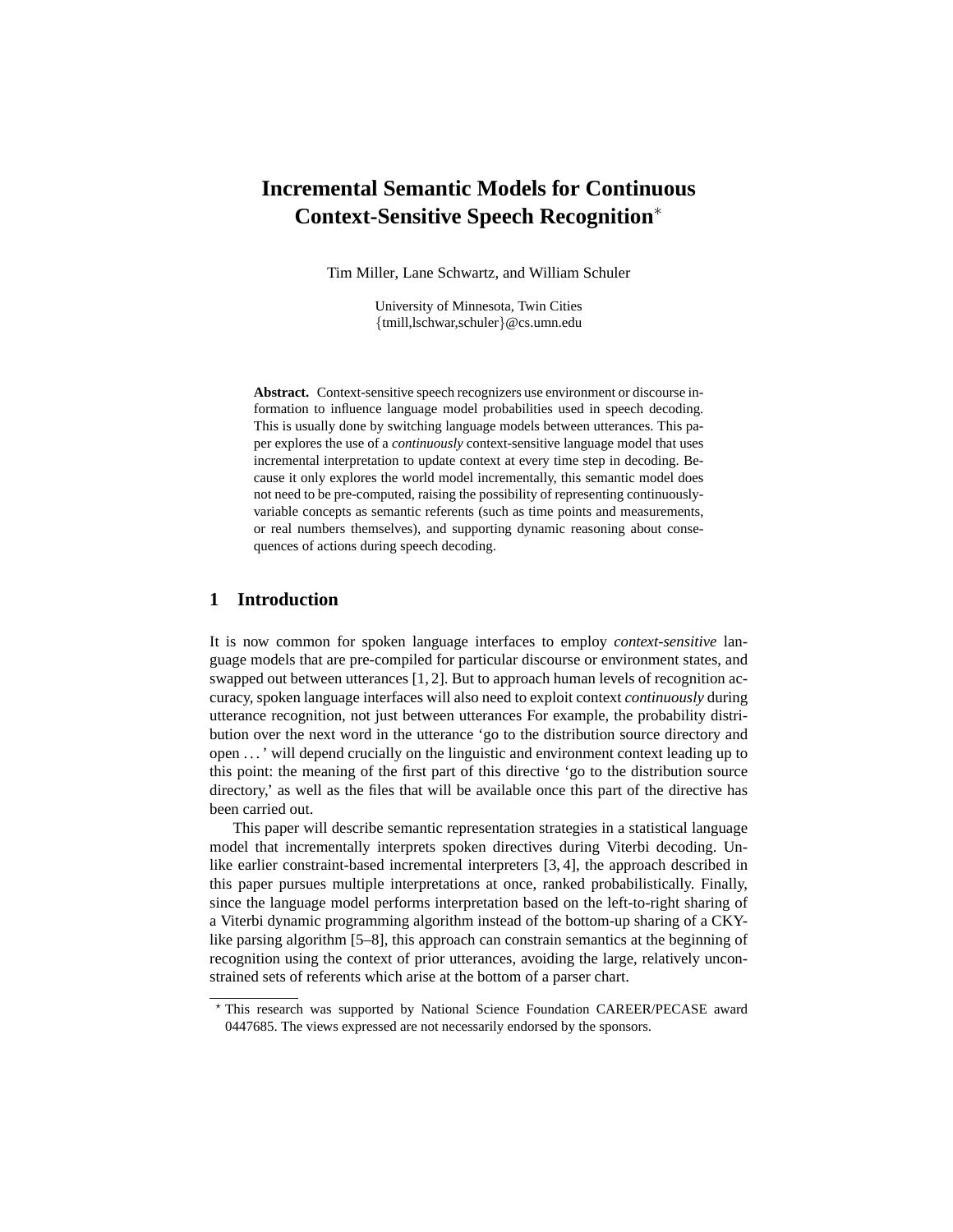# Incremental Semantic Models for Continuous Context-Sensitive Speech Recognition*

Tim Miller, Lane Schwartz, and William Schuler

University of Minnesota, Twin Cities
{tmill,lschwar,schuler}@cs.umn.edu

**Abstract.** Context-sensitive speech recognizers use environment or discourse information to influence language model probabilities used in speech decoding. This is usually done by switching language models between utterances. This paper explores the use of a *continuously* context-sensitive language model that uses incremental interpretation to update context at every time step in decoding. Because it only explores the world model incrementally, this semantic model does not need to be pre-computed, raising the possibility of representing continuously-variable concepts as semantic referents (such as time points and measurements, or real numbers themselves), and supporting dynamic reasoning about consequences of actions during speech decoding.

## 1 Introduction

It is now common for spoken language interfaces to employ *context-sensitive* language models that are pre-compiled for particular discourse or environment states, and swapped out between utterances [1, 2]. But to approach human levels of recognition accuracy, spoken language interfaces will also need to exploit context *continuously* during utterance recognition, not just between utterances For example, the probability distribution over the next word in the utterance 'go to the distribution source directory and open . . . ' will depend crucially on the linguistic and environment context leading up to this point: the meaning of the first part of this directive 'go to the distribution source directory,' as well as the files that will be available once this part of the directive has been carried out.

This paper will describe semantic representation strategies in a statistical language model that incrementally interprets spoken directives during Viterbi decoding. Unlike earlier constraint-based incremental interpreters [3, 4], the approach described in this paper pursues multiple interpretations at once, ranked probabilistically. Finally, since the language model performs interpretation based on the left-to-right sharing of a Viterbi dynamic programming algorithm instead of the bottom-up sharing of a CKY-like parsing algorithm [5–8], this approach can constrain semantics at the beginning of recognition using the context of prior utterances, avoiding the large, relatively unconstrained sets of referents which arise at the bottom of a parser chart.

* This research was supported by National Science Foundation CAREER/PECASE award 0447685. The views expressed are not necessarily endorsed by the sponsors.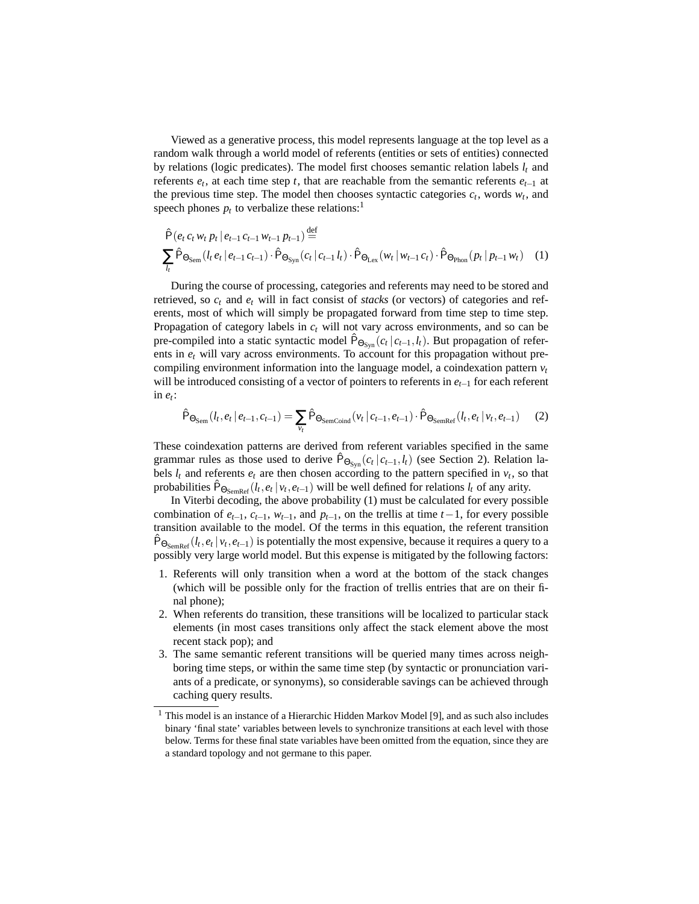Viewed as a generative process, this model represents language at the top level as a random walk through a world model of referents (entities or sets of entities) connected by relations (logic predicates). The model first chooses semantic relation labels $l_t$ and referents $e_t$, at each time step $t$, that are reachable from the semantic referents $e_{t-1}$ at the previous time step. The model then chooses syntactic categories $c_t$, words $w_t$, and speech phones $p_t$ to verbalize these relations:[1]

$$\hat{\mathsf{P}}(e_t\, c_t\, w_t\, p_t \,|\, e_{t-1}\, c_{t-1}\, w_{t-1}\, p_{t-1}) \stackrel{\text{def}}{=}$$
$$\sum_{l_t} \hat{\mathsf{P}}_{\Theta_{\text{Sem}}}(l_t\, e_t \,|\, e_{t-1}\, c_{t-1}) \cdot \hat{\mathsf{P}}_{\Theta_{\text{Syn}}}(c_t \,|\, c_{t-1}\, l_t) \cdot \hat{\mathsf{P}}_{\Theta_{\text{Lex}}}(w_t \,|\, w_{t-1}\, c_t) \cdot \hat{\mathsf{P}}_{\Theta_{\text{Phon}}}(p_t \,|\, p_{t-1}\, w_t) \quad (1)$$

During the course of processing, categories and referents may need to be stored and retrieved, so $c_t$ and $e_t$ will in fact consist of *stacks* (or vectors) of categories and referents, most of which will simply be propagated forward from time step to time step. Propagation of category labels in $c_t$ will not vary across environments, and so can be pre-compiled into a static syntactic model $\hat{\mathsf{P}}_{\Theta_{\text{Syn}}}(c_t \,|\, c_{t-1}, l_t)$. But propagation of referents in $e_t$ will vary across environments. To account for this propagation without pre-compiling environment information into the language model, a coindexation pattern $v_t$ will be introduced consisting of a vector of pointers to referents in $e_{t-1}$ for each referent in $e_t$:

$$\hat{\mathsf{P}}_{\Theta_{\text{Sem}}}(l_t, e_t \,|\, e_{t-1}, c_{t-1}) = \sum_{v_t} \hat{\mathsf{P}}_{\Theta_{\text{SemCoind}}}(v_t \,|\, c_{t-1}, e_{t-1}) \cdot \hat{\mathsf{P}}_{\Theta_{\text{SemRef}}}(l_t, e_t \,|\, v_t, e_{t-1}) \quad (2)$$

These coindexation patterns are derived from referent variables specified in the same grammar rules as those used to derive $\hat{\mathsf{P}}_{\Theta_{\text{Syn}}}(c_t \,|\, c_{t-1}, l_t)$ (see Section 2). Relation labels $l_t$ and referents $e_t$ are then chosen according to the pattern specified in $v_t$, so that probabilities $\hat{\mathsf{P}}_{\Theta_{\text{SemRef}}}(l_t, e_t \,|\, v_t, e_{t-1})$ will be well defined for relations $l_t$ of any arity.

In Viterbi decoding, the above probability (1) must be calculated for every possible combination of $e_{t-1}$, $c_{t-1}$, $w_{t-1}$, and $p_{t-1}$, on the trellis at time $t-1$, for every possible transition available to the model. Of the terms in this equation, the referent transition $\hat{\mathsf{P}}_{\Theta_{\text{SemRef}}}(l_t, e_t \,|\, v_t, e_{t-1})$ is potentially the most expensive, because it requires a query to a possibly very large world model. But this expense is mitigated by the following factors:

1. Referents will only transition when a word at the bottom of the stack changes (which will be possible only for the fraction of trellis entries that are on their final phone);
2. When referents do transition, these transitions will be localized to particular stack elements (in most cases transitions only affect the stack element above the most recent stack pop); and
3. The same semantic referent transitions will be queried many times across neighboring time steps, or within the same time step (by syntactic or pronunciation variants of a predicate, or synonyms), so considerable savings can be achieved through caching query results.

[1] This model is an instance of a Hierarchic Hidden Markov Model [9], and as such also includes binary 'final state' variables between levels to synchronize transitions at each level with those below. Terms for these final state variables have been omitted from the equation, since they are a standard topology and not germane to this paper.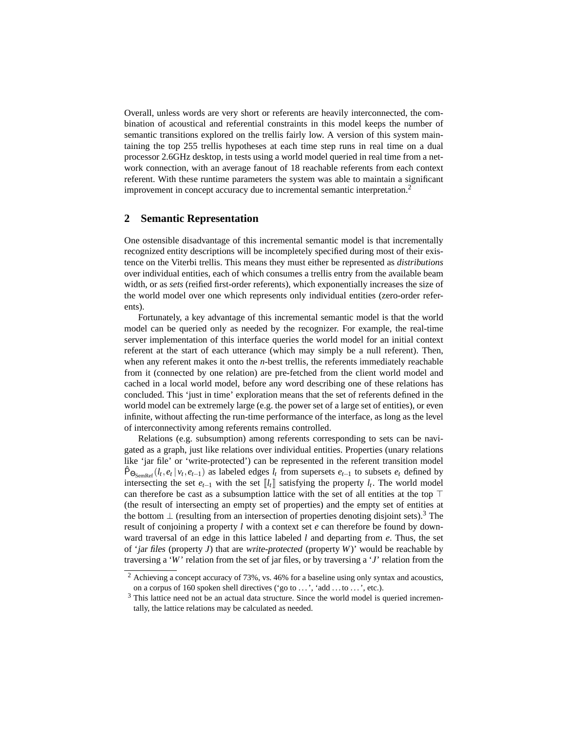Overall, unless words are very short or referents are heavily interconnected, the combination of acoustical and referential constraints in this model keeps the number of semantic transitions explored on the trellis fairly low. A version of this system maintaining the top 255 trellis hypotheses at each time step runs in real time on a dual processor 2.6GHz desktop, in tests using a world model queried in real time from a network connection, with an average fanout of 18 reachable referents from each context referent. With these runtime parameters the system was able to maintain a significant improvement in concept accuracy due to incremental semantic interpretation.[2]

## 2 Semantic Representation

One ostensible disadvantage of this incremental semantic model is that incrementally recognized entity descriptions will be incompletely specified during most of their existence on the Viterbi trellis. This means they must either be represented as *distributions* over individual entities, each of which consumes a trellis entry from the available beam width, or as *sets* (reified first-order referents), which exponentially increases the size of the world model over one which represents only individual entities (zero-order referents).

Fortunately, a key advantage of this incremental semantic model is that the world model can be queried only as needed by the recognizer. For example, the real-time server implementation of this interface queries the world model for an initial context referent at the start of each utterance (which may simply be a null referent). Then, when any referent makes it onto the *n*-best trellis, the referents immediately reachable from it (connected by one relation) are pre-fetched from the client world model and cached in a local world model, before any word describing one of these relations has concluded. This 'just in time' exploration means that the set of referents defined in the world model can be extremely large (e.g. the power set of a large set of entities), or even infinite, without affecting the run-time performance of the interface, as long as the level of interconnectivity among referents remains controlled.

Relations (e.g. subsumption) among referents corresponding to sets can be navigated as a graph, just like relations over individual entities. Properties (unary relations like 'jar file' or 'write-protected') can be represented in the referent transition model $\hat{\mathsf{P}}_{\Theta_{\text{SemRef}}}(l_t, e_t \mid v_t, e_{t-1})$ as labeled edges $l_t$ from supersets $e_{t-1}$ to subsets $e_t$ defined by intersecting the set $e_{t-1}$ with the set $[\![l_t]\!]$ satisfying the property $l_t$. The world model can therefore be cast as a subsumption lattice with the set of all entities at the top $\top$ (the result of intersecting an empty set of properties) and the empty set of entities at the bottom $\bot$ (resulting from an intersection of properties denoting disjoint sets).[3] The result of conjoining a property $l$ with a context set $e$ can therefore be found by downward traversal of an edge in this lattice labeled $l$ and departing from $e$. Thus, the set of '*jar files* (property $J$) that are *write-protected* (property $W$)' would be reachable by traversing a '$W$' relation from the set of jar files, or by traversing a '$J$' relation from the

[2] Achieving a concept accuracy of 73%, vs. 46% for a baseline using only syntax and acoustics, on a corpus of 160 spoken shell directives ('go to ...', 'add ... to ...', etc.).

[3] This lattice need not be an actual data structure. Since the world model is queried incrementally, the lattice relations may be calculated as needed.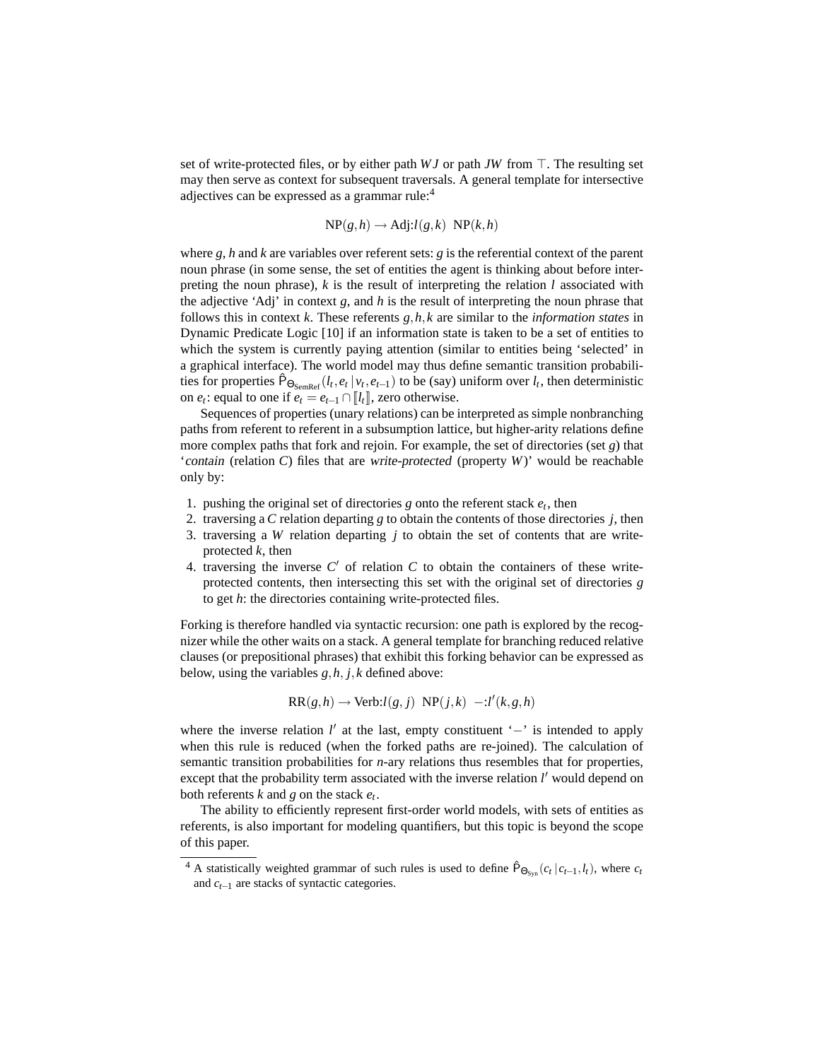set of write-protected files, or by either path $WJ$ or path $JW$ from $\top$. The resulting set may then serve as context for subsequent traversals. A general template for intersective adjectives can be expressed as a grammar rule:[4]

$$\mathrm{NP}(g,h) \rightarrow \mathrm{Adj}{:}l(g,k)\ \ \mathrm{NP}(k,h)$$

where $g$, $h$ and $k$ are variables over referent sets: $g$ is the referential context of the parent noun phrase (in some sense, the set of entities the agent is thinking about before interpreting the noun phrase), $k$ is the result of interpreting the relation $l$ associated with the adjective 'Adj' in context $g$, and $h$ is the result of interpreting the noun phrase that follows this in context $k$. These referents $g,h,k$ are similar to the *information states* in Dynamic Predicate Logic [10] if an information state is taken to be a set of entities to which the system is currently paying attention (similar to entities being 'selected' in a graphical interface). The world model may thus define semantic transition probabilities for properties $\hat{\mathsf{P}}_{\Theta_{\text{SemRef}}}(l_t, e_t \,|\, v_t, e_{t-1})$ to be (say) uniform over $l_t$, then deterministic on $e_t$: equal to one if $e_t = e_{t-1} \cap [\![l_t]\!]$, zero otherwise.

Sequences of properties (unary relations) can be interpreted as simple nonbranching paths from referent to referent in a subsumption lattice, but higher-arity relations define more complex paths that fork and rejoin. For example, the set of directories (set $g$) that '*contain* (relation $C$) files that are *write-protected* (property $W$)' would be reachable only by:

1. pushing the original set of directories $g$ onto the referent stack $e_t$, then
2. traversing a $C$ relation departing $g$ to obtain the contents of those directories $j$, then
3. traversing a $W$ relation departing $j$ to obtain the set of contents that are write-protected $k$, then
4. traversing the inverse $C'$ of relation $C$ to obtain the containers of these write-protected contents, then intersecting this set with the original set of directories $g$ to get $h$: the directories containing write-protected files.

Forking is therefore handled via syntactic recursion: one path is explored by the recognizer while the other waits on a stack. A general template for branching reduced relative clauses (or prepositional phrases) that exhibit this forking behavior can be expressed as below, using the variables $g,h,j,k$ defined above:

$$\mathrm{RR}(g,h) \rightarrow \mathrm{Verb}{:}l(g,j)\ \ \mathrm{NP}(j,k)\ \ -{:}l'(k,g,h)$$

where the inverse relation $l'$ at the last, empty constituent '$-$' is intended to apply when this rule is reduced (when the forked paths are re-joined). The calculation of semantic transition probabilities for $n$-ary relations thus resembles that for properties, except that the probability term associated with the inverse relation $l'$ would depend on both referents $k$ and $g$ on the stack $e_t$.

The ability to efficiently represent first-order world models, with sets of entities as referents, is also important for modeling quantifiers, but this topic is beyond the scope of this paper.

---

[4] A statistically weighted grammar of such rules is used to define $\hat{\mathsf{P}}_{\Theta_{\text{Syn}}}(c_t \,|\, c_{t-1}, l_t)$, where $c_t$ and $c_{t-1}$ are stacks of syntactic categories.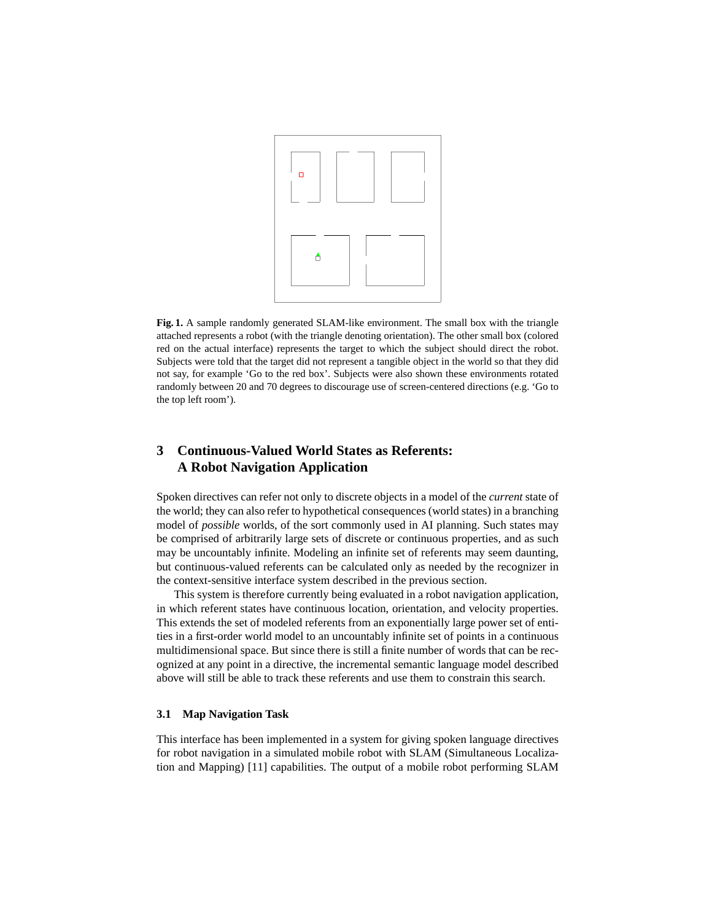**Fig. 1.** A sample randomly generated SLAM-like environment. The small box with the triangle attached represents a robot (with the triangle denoting orientation). The other small box (colored red on the actual interface) represents the target to which the subject should direct the robot. Subjects were told that the target did not represent a tangible object in the world so that they did not say, for example 'Go to the red box'. Subjects were also shown these environments rotated randomly between 20 and 70 degrees to discourage use of screen-centered directions (e.g. 'Go to the top left room').

## 3 Continuous-Valued World States as Referents: A Robot Navigation Application

Spoken directives can refer not only to discrete objects in a model of the *current* state of the world; they can also refer to hypothetical consequences (world states) in a branching model of *possible* worlds, of the sort commonly used in AI planning. Such states may be comprised of arbitrarily large sets of discrete or continuous properties, and as such may be uncountably infinite. Modeling an infinite set of referents may seem daunting, but continuous-valued referents can be calculated only as needed by the recognizer in the context-sensitive interface system described in the previous section.

This system is therefore currently being evaluated in a robot navigation application, in which referent states have continuous location, orientation, and velocity properties. This extends the set of modeled referents from an exponentially large power set of entities in a first-order world model to an uncountably infinite set of points in a continuous multidimensional space. But since there is still a finite number of words that can be recognized at any point in a directive, the incremental semantic language model described above will still be able to track these referents and use them to constrain this search.

### 3.1 Map Navigation Task

This interface has been implemented in a system for giving spoken language directives for robot navigation in a simulated mobile robot with SLAM (Simultaneous Localization and Mapping) [11] capabilities. The output of a mobile robot performing SLAM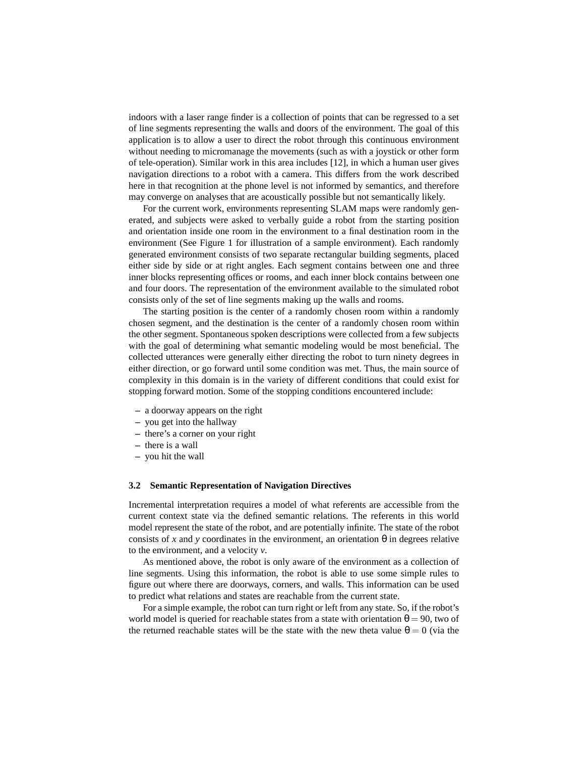indoors with a laser range finder is a collection of points that can be regressed to a set of line segments representing the walls and doors of the environment. The goal of this application is to allow a user to direct the robot through this continuous environment without needing to micromanage the movements (such as with a joystick or other form of tele-operation). Similar work in this area includes [12], in which a human user gives navigation directions to a robot with a camera. This differs from the work described here in that recognition at the phone level is not informed by semantics, and therefore may converge on analyses that are acoustically possible but not semantically likely.

For the current work, environments representing SLAM maps were randomly generated, and subjects were asked to verbally guide a robot from the starting position and orientation inside one room in the environment to a final destination room in the environment (See Figure 1 for illustration of a sample environment). Each randomly generated environment consists of two separate rectangular building segments, placed either side by side or at right angles. Each segment contains between one and three inner blocks representing offices or rooms, and each inner block contains between one and four doors. The representation of the environment available to the simulated robot consists only of the set of line segments making up the walls and rooms.

The starting position is the center of a randomly chosen room within a randomly chosen segment, and the destination is the center of a randomly chosen room within the other segment. Spontaneous spoken descriptions were collected from a few subjects with the goal of determining what semantic modeling would be most beneficial. The collected utterances were generally either directing the robot to turn ninety degrees in either direction, or go forward until some condition was met. Thus, the main source of complexity in this domain is in the variety of different conditions that could exist for stopping forward motion. Some of the stopping conditions encountered include:

- a doorway appears on the right
- you get into the hallway
- there's a corner on your right
- there is a wall
- you hit the wall

### 3.2 Semantic Representation of Navigation Directives

Incremental interpretation requires a model of what referents are accessible from the current context state via the defined semantic relations. The referents in this world model represent the state of the robot, and are potentially infinite. The state of the robot consists of $x$ and $y$ coordinates in the environment, an orientation $\theta$ in degrees relative to the environment, and a velocity $v$.

As mentioned above, the robot is only aware of the environment as a collection of line segments. Using this information, the robot is able to use some simple rules to figure out where there are doorways, corners, and walls. This information can be used to predict what relations and states are reachable from the current state.

For a simple example, the robot can turn right or left from any state. So, if the robot's world model is queried for reachable states from a state with orientation $\theta = 90$, two of the returned reachable states will be the state with the new theta value $\theta = 0$ (via the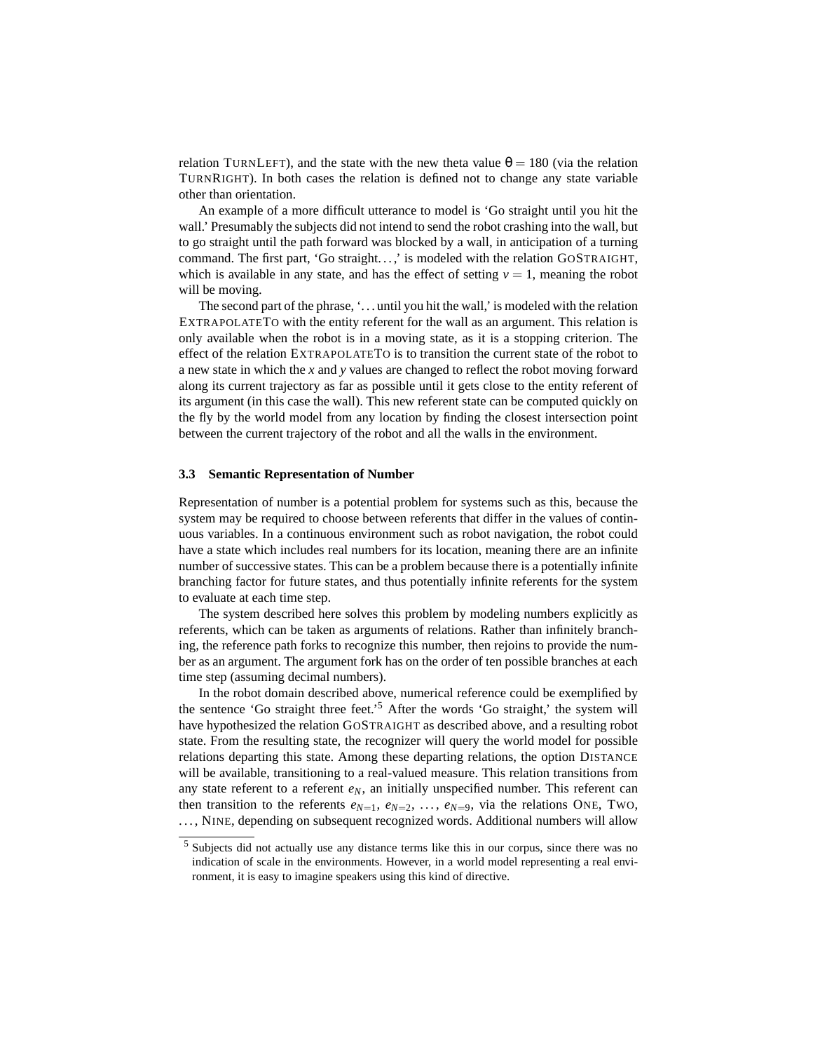relation TURNLEFT), and the state with the new theta value $\theta = 180$ (via the relation TURNRIGHT). In both cases the relation is defined not to change any state variable other than orientation.

An example of a more difficult utterance to model is 'Go straight until you hit the wall.' Presumably the subjects did not intend to send the robot crashing into the wall, but to go straight until the path forward was blocked by a wall, in anticipation of a turning command. The first part, 'Go straight...,' is modeled with the relation GOSTRAIGHT, which is available in any state, and has the effect of setting $v = 1$, meaning the robot will be moving.

The second part of the phrase, '...until you hit the wall,' is modeled with the relation EXTRAPOLATETO with the entity referent for the wall as an argument. This relation is only available when the robot is in a moving state, as it is a stopping criterion. The effect of the relation EXTRAPOLATETO is to transition the current state of the robot to a new state in which the $x$ and $y$ values are changed to reflect the robot moving forward along its current trajectory as far as possible until it gets close to the entity referent of its argument (in this case the wall). This new referent state can be computed quickly on the fly by the world model from any location by finding the closest intersection point between the current trajectory of the robot and all the walls in the environment.

### 3.3 Semantic Representation of Number

Representation of number is a potential problem for systems such as this, because the system may be required to choose between referents that differ in the values of continuous variables. In a continuous environment such as robot navigation, the robot could have a state which includes real numbers for its location, meaning there are an infinite number of successive states. This can be a problem because there is a potentially infinite branching factor for future states, and thus potentially infinite referents for the system to evaluate at each time step.

The system described here solves this problem by modeling numbers explicitly as referents, which can be taken as arguments of relations. Rather than infinitely branching, the reference path forks to recognize this number, then rejoins to provide the number as an argument. The argument fork has on the order of ten possible branches at each time step (assuming decimal numbers).

In the robot domain described above, numerical reference could be exemplified by the sentence 'Go straight three feet.'[5] After the words 'Go straight,' the system will have hypothesized the relation GOSTRAIGHT as described above, and a resulting robot state. From the resulting state, the recognizer will query the world model for possible relations departing this state. Among these departing relations, the option DISTANCE will be available, transitioning to a real-valued measure. This relation transitions from any state referent to a referent $e_N$, an initially unspecified number. This referent can then transition to the referents $e_{N=1}$, $e_{N=2}$, ..., $e_{N=9}$, via the relations ONE, TWO, ..., NINE, depending on subsequent recognized words. Additional numbers will allow

[5] Subjects did not actually use any distance terms like this in our corpus, since there was no indication of scale in the environments. However, in a world model representing a real environment, it is easy to imagine speakers using this kind of directive.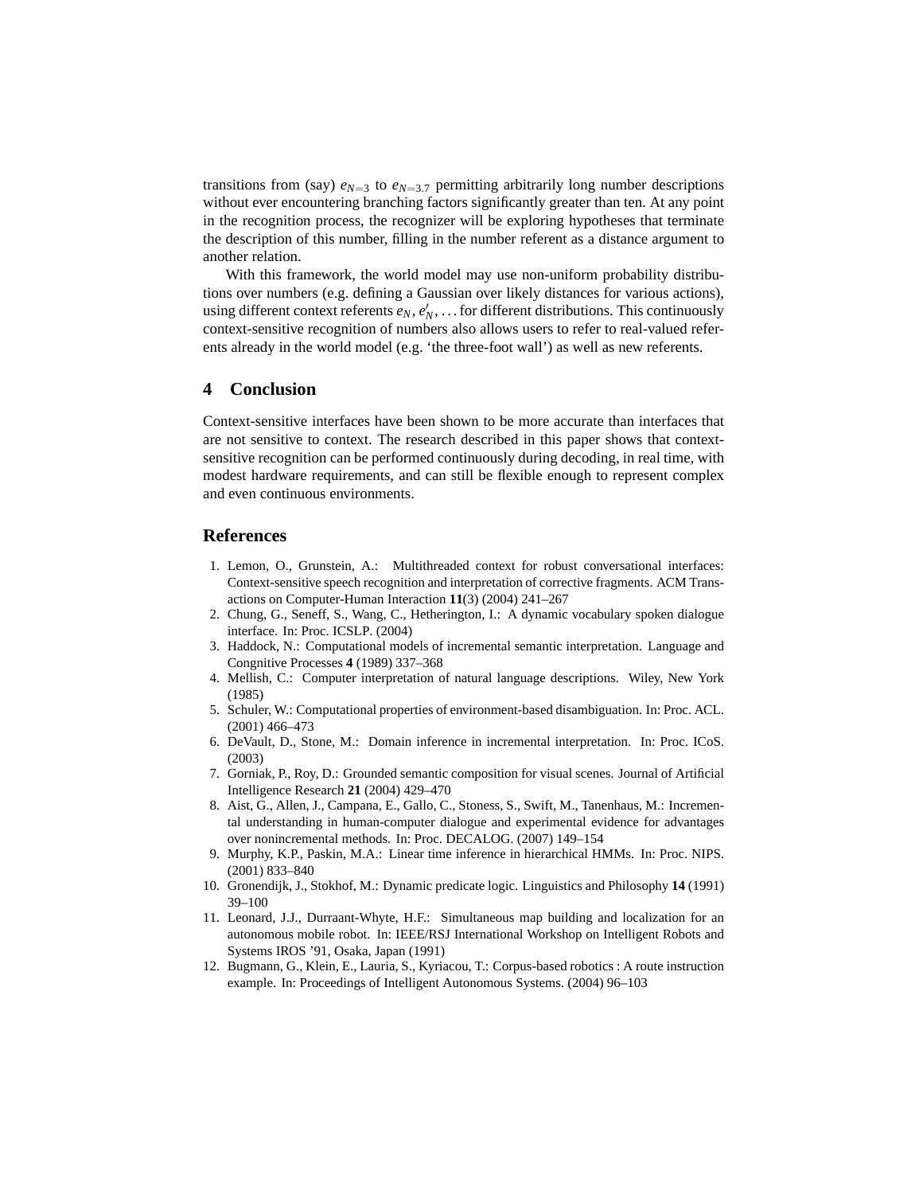transitions from (say) $e_{N=3}$ to $e_{N=3.7}$ permitting arbitrarily long number descriptions without ever encountering branching factors significantly greater than ten. At any point in the recognition process, the recognizer will be exploring hypotheses that terminate the description of this number, filling in the number referent as a distance argument to another relation.

With this framework, the world model may use non-uniform probability distributions over numbers (e.g. defining a Gaussian over likely distances for various actions), using different context referents $e_N, e'_N, \ldots$ for different distributions. This continuously context-sensitive recognition of numbers also allows users to refer to real-valued referents already in the world model (e.g. 'the three-foot wall') as well as new referents.

## 4 Conclusion

Context-sensitive interfaces have been shown to be more accurate than interfaces that are not sensitive to context. The research described in this paper shows that context-sensitive recognition can be performed continuously during decoding, in real time, with modest hardware requirements, and can still be flexible enough to represent complex and even continuous environments.

## References

1. Lemon, O., Grunstein, A.: Multithreaded context for robust conversational interfaces: Context-sensitive speech recognition and interpretation of corrective fragments. ACM Transactions on Computer-Human Interaction **11**(3) (2004) 241–267
2. Chung, G., Seneff, S., Wang, C., Hetherington, I.: A dynamic vocabulary spoken dialogue interface. In: Proc. ICSLP. (2004)
3. Haddock, N.: Computational models of incremental semantic interpretation. Language and Congnitive Processes **4** (1989) 337–368
4. Mellish, C.: Computer interpretation of natural language descriptions. Wiley, New York (1985)
5. Schuler, W.: Computational properties of environment-based disambiguation. In: Proc. ACL. (2001) 466–473
6. DeVault, D., Stone, M.: Domain inference in incremental interpretation. In: Proc. ICoS. (2003)
7. Gorniak, P., Roy, D.: Grounded semantic composition for visual scenes. Journal of Artificial Intelligence Research **21** (2004) 429–470
8. Aist, G., Allen, J., Campana, E., Gallo, C., Stoness, S., Swift, M., Tanenhaus, M.: Incremental understanding in human-computer dialogue and experimental evidence for advantages over nonincremental methods. In: Proc. DECALOG. (2007) 149–154
9. Murphy, K.P., Paskin, M.A.: Linear time inference in hierarchical HMMs. In: Proc. NIPS. (2001) 833–840
10. Gronendijk, J., Stokhof, M.: Dynamic predicate logic. Linguistics and Philosophy **14** (1991) 39–100
11. Leonard, J.J., Durraant-Whyte, H.F.: Simultaneous map building and localization for an autonomous mobile robot. In: IEEE/RSJ International Workshop on Intelligent Robots and Systems IROS '91, Osaka, Japan (1991)
12. Bugmann, G., Klein, E., Lauria, S., Kyriacou, T.: Corpus-based robotics : A route instruction example. In: Proceedings of Intelligent Autonomous Systems. (2004) 96–103